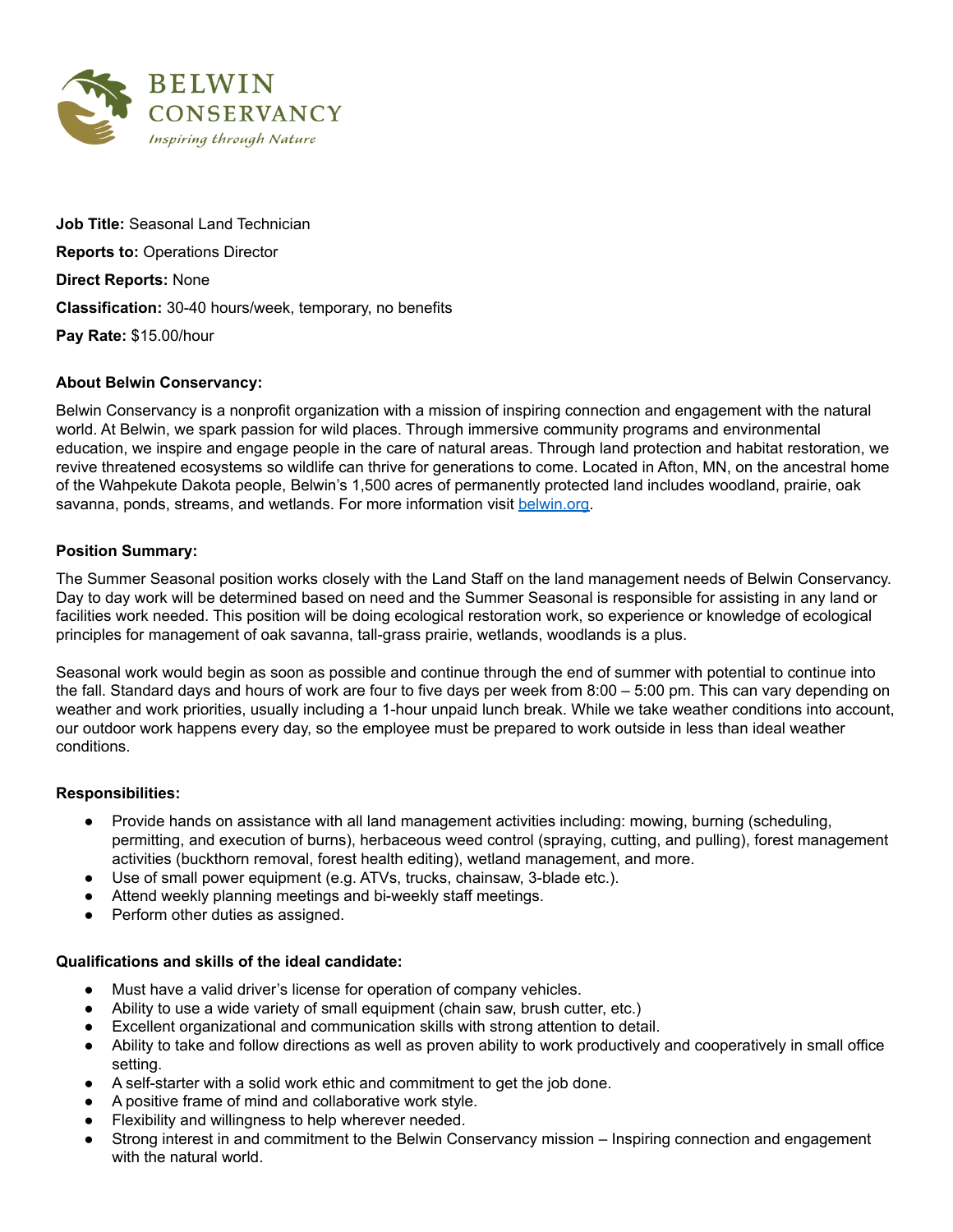BELWIN CONSERVANCY
*Inspiring through Nature*

**Job Title:** Seasonal Land Technician

**Reports to:** Operations Director

**Direct Reports:** None

**Classification:** 30-40 hours/week, temporary, no benefits

**Pay Rate:** $15.00/hour

**About Belwin Conservancy:**

Belwin Conservancy is a nonprofit organization with a mission of inspiring connection and engagement with the natural world. At Belwin, we spark passion for wild places. Through immersive community programs and environmental education, we inspire and engage people in the care of natural areas. Through land protection and habitat restoration, we revive threatened ecosystems so wildlife can thrive for generations to come. Located in Afton, MN, on the ancestral home of the Wahpekute Dakota people, Belwin's 1,500 acres of permanently protected land includes woodland, prairie, oak savanna, ponds, streams, and wetlands. For more information visit [belwin.org](belwin.org).

**Position Summary:**

The Summer Seasonal position works closely with the Land Staff on the land management needs of Belwin Conservancy. Day to day work will be determined based on need and the Summer Seasonal is responsible for assisting in any land or facilities work needed. This position will be doing ecological restoration work, so experience or knowledge of ecological principles for management of oak savanna, tall-grass prairie, wetlands, woodlands is a plus.

Seasonal work would begin as soon as possible and continue through the end of summer with potential to continue into the fall. Standard days and hours of work are four to five days per week from 8:00 – 5:00 pm. This can vary depending on weather and work priorities, usually including a 1-hour unpaid lunch break. While we take weather conditions into account, our outdoor work happens every day, so the employee must be prepared to work outside in less than ideal weather conditions.

**Responsibilities:**

- Provide hands on assistance with all land management activities including: mowing, burning (scheduling, permitting, and execution of burns), herbaceous weed control (spraying, cutting, and pulling), forest management activities (buckthorn removal, forest health editing), wetland management, and more.
- Use of small power equipment (e.g. ATVs, trucks, chainsaw, 3-blade etc.).
- Attend weekly planning meetings and bi-weekly staff meetings.
- Perform other duties as assigned.

**Qualifications and skills of the ideal candidate:**

- Must have a valid driver's license for operation of company vehicles.
- Ability to use a wide variety of small equipment (chain saw, brush cutter, etc.)
- Excellent organizational and communication skills with strong attention to detail.
- Ability to take and follow directions as well as proven ability to work productively and cooperatively in small office setting.
- A self-starter with a solid work ethic and commitment to get the job done.
- A positive frame of mind and collaborative work style.
- Flexibility and willingness to help wherever needed.
- Strong interest in and commitment to the Belwin Conservancy mission – Inspiring connection and engagement with the natural world.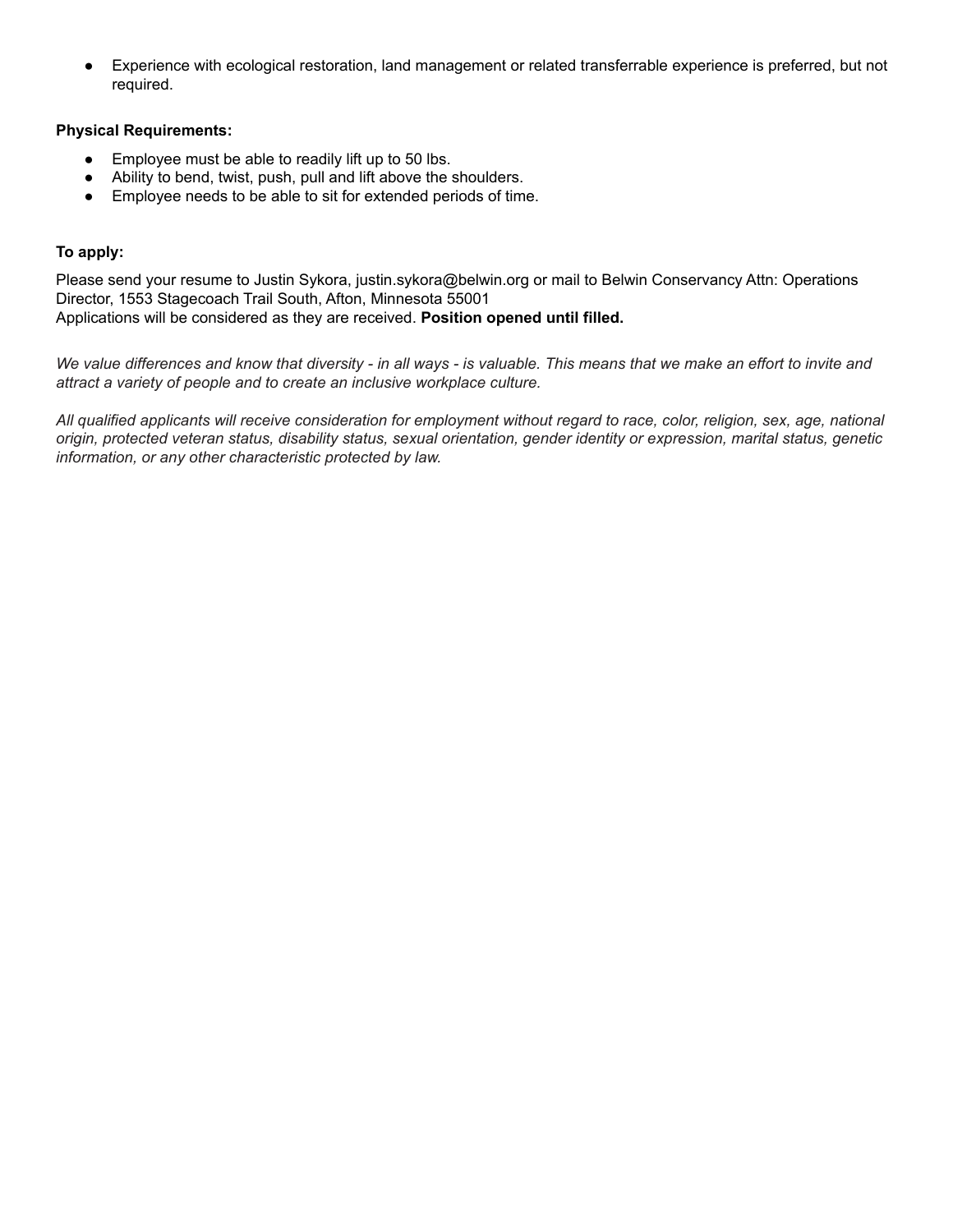- Experience with ecological restoration, land management or related transferrable experience is preferred, but not required.

**Physical Requirements:**

- Employee must be able to readily lift up to 50 lbs.
- Ability to bend, twist, push, pull and lift above the shoulders.
- Employee needs to be able to sit for extended periods of time.

**To apply:**

Please send your resume to Justin Sykora, justin.sykora@belwin.org or mail to Belwin Conservancy Attn: Operations Director, 1553 Stagecoach Trail South, Afton, Minnesota 55001
Applications will be considered as they are received. **Position opened until filled.**

*We value differences and know that diversity - in all ways - is valuable. This means that we make an effort to invite and attract a variety of people and to create an inclusive workplace culture.*

*All qualified applicants will receive consideration for employment without regard to race, color, religion, sex, age, national origin, protected veteran status, disability status, sexual orientation, gender identity or expression, marital status, genetic information, or any other characteristic protected by law.*